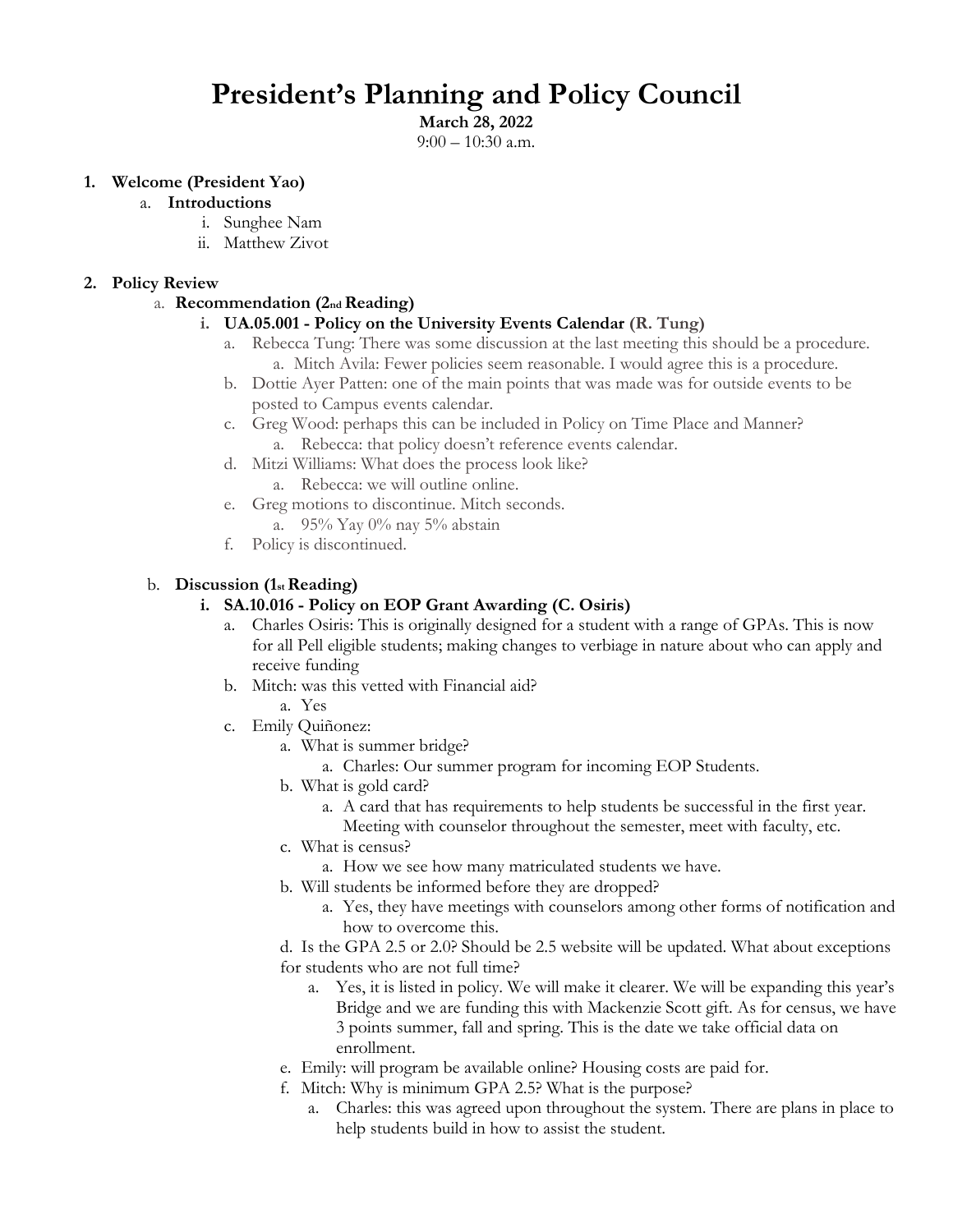# President's Planning and Policy Council

**March 28, 2022**
9:00 – 10:30 a.m.

1. **Welcome (President Yao)**
   a. **Introductions**
      i. Sunghee Nam
      ii. Matthew Zivot

2. **Policy Review**
   a. **Recommendation (2nd Reading)**
      i. **UA.05.001 - Policy on the University Events Calendar (R. Tung)**
         a. Rebecca Tung: There was some discussion at the last meeting this should be a procedure.
            a. Mitch Avila: Fewer policies seem reasonable. I would agree this is a procedure.
         b. Dottie Ayer Patten: one of the main points that was made was for outside events to be posted to Campus events calendar.
         c. Greg Wood: perhaps this can be included in Policy on Time Place and Manner?
            a. Rebecca: that policy doesn't reference events calendar.
         d. Mitzi Williams: What does the process look like?
            a. Rebecca: we will outline online.
         e. Greg motions to discontinue. Mitch seconds.
            a. 95% Yay 0% nay 5% abstain
         f. Policy is discontinued.

   b. **Discussion (1st Reading)**
      i. **SA.10.016 - Policy on EOP Grant Awarding (C. Osiris)**
         a. Charles Osiris: This is originally designed for a student with a range of GPAs. This is now for all Pell eligible students; making changes to verbiage in nature about who can apply and receive funding
         b. Mitch: was this vetted with Financial aid?
            a. Yes
         c. Emily Quiñonez:
            a. What is summer bridge?
               a. Charles: Our summer program for incoming EOP Students.
            b. What is gold card?
               a. A card that has requirements to help students be successful in the first year. Meeting with counselor throughout the semester, meet with faculty, etc.
            c. What is census?
               a. How we see how many matriculated students we have.
            b. Will students be informed before they are dropped?
               a. Yes, they have meetings with counselors among other forms of notification and how to overcome this.

            d. Is the GPA 2.5 or 2.0? Should be 2.5 website will be updated. What about exceptions for students who are not full time?
               a. Yes, it is listed in policy. We will make it clearer. We will be expanding this year's Bridge and we are funding this with Mackenzie Scott gift. As for census, we have 3 points summer, fall and spring. This is the date we take official data on enrollment.
            e. Emily: will program be available online? Housing costs are paid for.
            f. Mitch: Why is minimum GPA 2.5? What is the purpose?
               a. Charles: this was agreed upon throughout the system. There are plans in place to help students build in how to assist the student.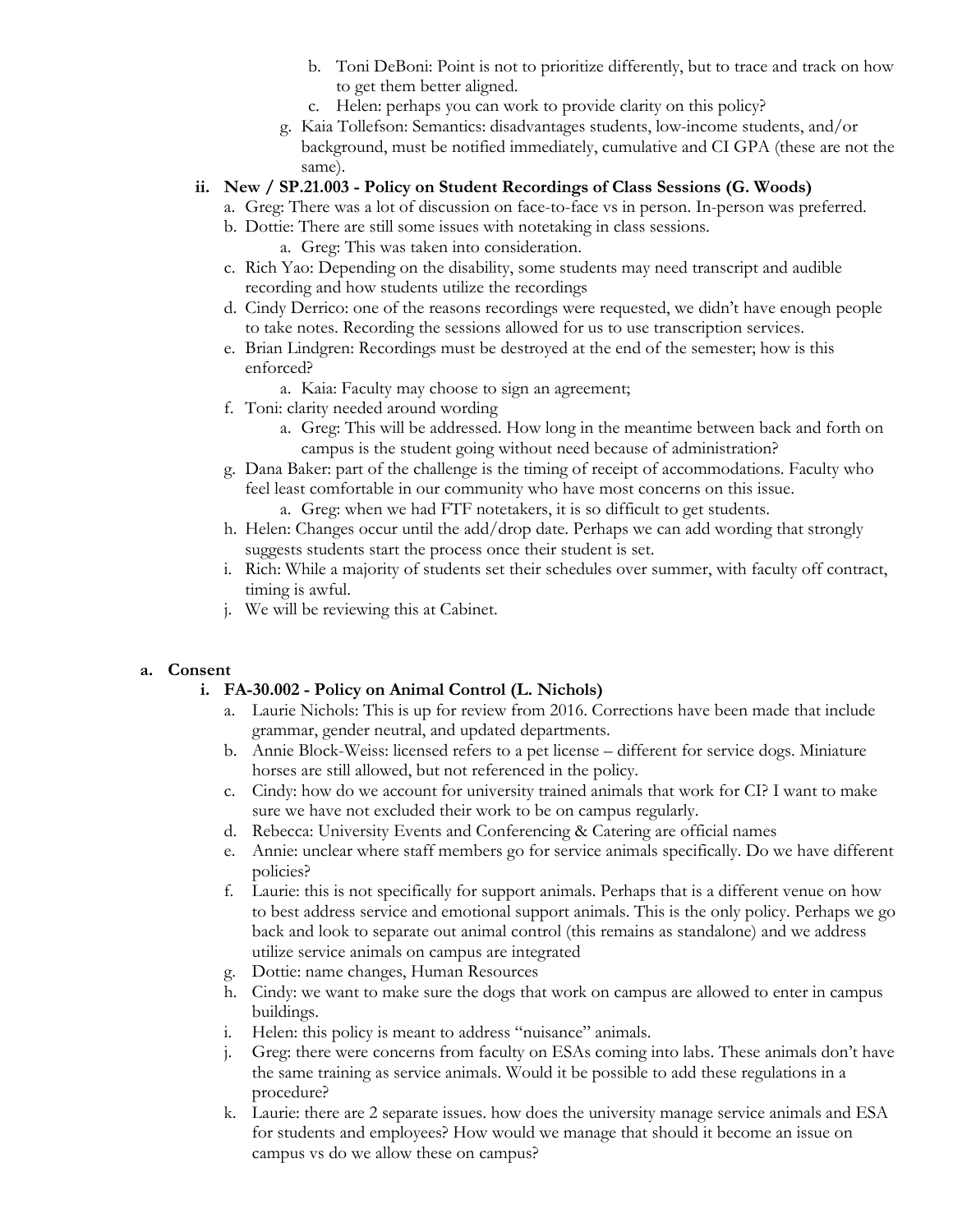- b. Toni DeBoni: Point is not to prioritize differently, but to trace and track on how to get them better aligned.
   - c. Helen: perhaps you can work to provide clarity on this policy?
- g. Kaia Tollefson: Semantics: disadvantages students, low-income students, and/or background, must be notified immediately, cumulative and CI GPA (these are not the same).

**ii. New / SP.21.003 - Policy on Student Recordings of Class Sessions (G. Woods)**

- a. Greg: There was a lot of discussion on face-to-face vs in person. In-person was preferred.
- b. Dottie: There are still some issues with notetaking in class sessions.
  - a. Greg: This was taken into consideration.
- c. Rich Yao: Depending on the disability, some students may need transcript and audible recording and how students utilize the recordings
- d. Cindy Derrico: one of the reasons recordings were requested, we didn't have enough people to take notes. Recording the sessions allowed for us to use transcription services.
- e. Brian Lindgren: Recordings must be destroyed at the end of the semester; how is this enforced?
  - a. Kaia: Faculty may choose to sign an agreement;
- f. Toni: clarity needed around wording
  - a. Greg: This will be addressed. How long in the meantime between back and forth on campus is the student going without need because of administration?
- g. Dana Baker: part of the challenge is the timing of receipt of accommodations. Faculty who feel least comfortable in our community who have most concerns on this issue.
  - a. Greg: when we had FTF notetakers, it is so difficult to get students.
- h. Helen: Changes occur until the add/drop date. Perhaps we can add wording that strongly suggests students start the process once their student is set.
- i. Rich: While a majority of students set their schedules over summer, with faculty off contract, timing is awful.
- j. We will be reviewing this at Cabinet.

**a. Consent**

**i. FA-30.002 - Policy on Animal Control (L. Nichols)**

- a. Laurie Nichols: This is up for review from 2016. Corrections have been made that include grammar, gender neutral, and updated departments.
- b. Annie Block-Weiss: licensed refers to a pet license – different for service dogs. Miniature horses are still allowed, but not referenced in the policy.
- c. Cindy: how do we account for university trained animals that work for CI? I want to make sure we have not excluded their work to be on campus regularly.
- d. Rebecca: University Events and Conferencing & Catering are official names
- e. Annie: unclear where staff members go for service animals specifically. Do we have different policies?
- f. Laurie: this is not specifically for support animals. Perhaps that is a different venue on how to best address service and emotional support animals. This is the only policy. Perhaps we go back and look to separate out animal control (this remains as standalone) and we address utilize service animals on campus are integrated
- g. Dottie: name changes, Human Resources
- h. Cindy: we want to make sure the dogs that work on campus are allowed to enter in campus buildings.
- i. Helen: this policy is meant to address "nuisance" animals.
- j. Greg: there were concerns from faculty on ESAs coming into labs. These animals don't have the same training as service animals. Would it be possible to add these regulations in a procedure?
- k. Laurie: there are 2 separate issues. how does the university manage service animals and ESA for students and employees? How would we manage that should it become an issue on campus vs do we allow these on campus?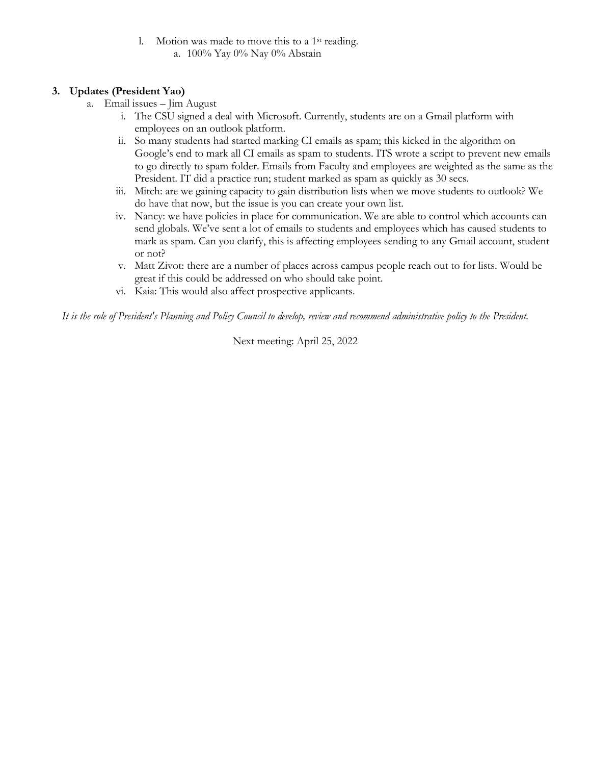l. Motion was made to move this to a 1st reading.
   a. 100% Yay 0% Nay 0% Abstain

**3. Updates (President Yao)**

a. Email issues – Jim August

   i. The CSU signed a deal with Microsoft. Currently, students are on a Gmail platform with employees on an outlook platform.

   ii. So many students had started marking CI emails as spam; this kicked in the algorithm on Google's end to mark all CI emails as spam to students. ITS wrote a script to prevent new emails to go directly to spam folder. Emails from Faculty and employees are weighted as the same as the President. IT did a practice run; student marked as spam as quickly as 30 secs.

   iii. Mitch: are we gaining capacity to gain distribution lists when we move students to outlook? We do have that now, but the issue is you can create your own list.

   iv. Nancy: we have policies in place for communication. We are able to control which accounts can send globals. We've sent a lot of emails to students and employees which has caused students to mark as spam. Can you clarify, this is affecting employees sending to any Gmail account, student or not?

   v. Matt Zivot: there are a number of places across campus people reach out to for lists. Would be great if this could be addressed on who should take point.

   vi. Kaia: This would also affect prospective applicants.

*It is the role of President's Planning and Policy Council to develop, review and recommend administrative policy to the President.*

Next meeting: April 25, 2022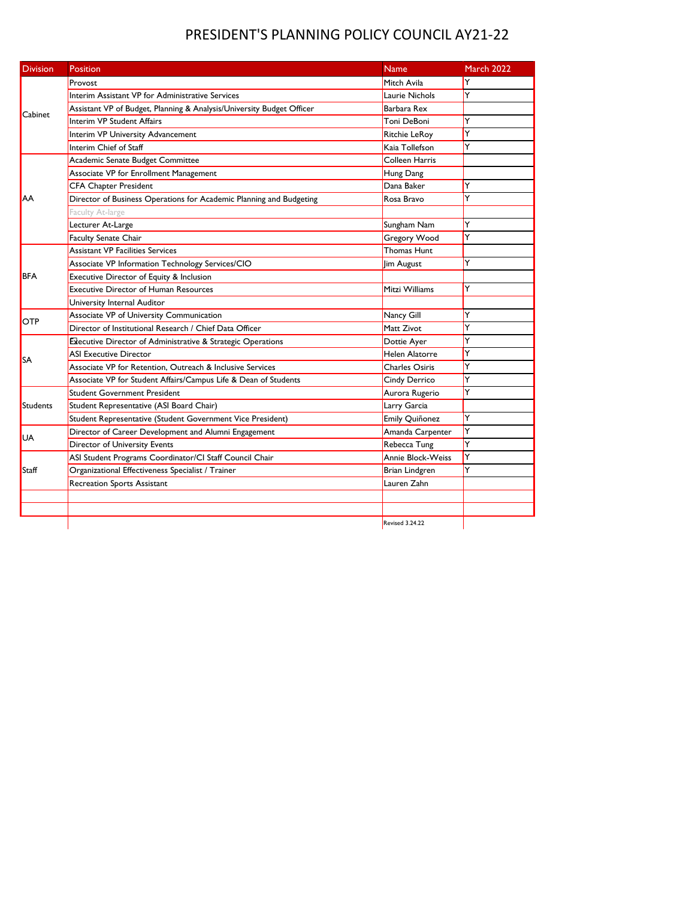# PRESIDENT'S PLANNING POLICY COUNCIL AY21-22

| Division | Position | Name | March 2022 |
|---|---|---|---|
| Cabinet | Provost | Mitch Avila | Y |
| | Interim Assistant VP for Administrative Services | Laurie Nichols | Y |
| | Assistant VP of Budget, Planning & Analysis/University Budget Officer | Barbara Rex | |
| | Interim VP Student Affairs | Toni DeBoni | Y |
| | Interim VP University Advancement | Ritchie LeRoy | Y |
| | Interim Chief of Staff | Kaia Tollefson | Y |
| AA | Academic Senate Budget Committee | Colleen Harris | |
| | Associate VP for Enrollment Management | Hung Dang | |
| | CFA Chapter President | Dana Baker | Y |
| | Director of Business Operations for Academic Planning and Budgeting | Rosa Bravo | Y |
| | Faculty At-large | | |
| | Lecturer At-Large | Sungham Nam | Y |
| | Faculty Senate Chair | Gregory Wood | Y |
| BFA | Assistant VP Facilities Services | Thomas Hunt | |
| | Associate VP Information Technology Services/CIO | Jim August | Y |
| | Executive Director of Equity & Inclusion | | |
| | Executive Director of Human Resources | Mitzi Williams | Y |
| | University Internal Auditor | | |
| OTP | Associate VP of University Communication | Nancy Gill | Y |
| | Director of Institutional Research / Chief Data Officer | Matt Zivot | Y |
| SA | Executive Director of Administrative & Strategic Operations | Dottie Ayer | Y |
| | ASI Executive Director | Helen Alatorre | Y |
| | Associate VP for Retention, Outreach & Inclusive Services | Charles Osiris | Y |
| | Associate VP for Student Affairs/Campus Life & Dean of Students | Cindy Derrico | Y |
| Students | Student Government President | Aurora Rugerio | Y |
| | Student Representative (ASI Board Chair) | Larry Garcia | |
| | Student Representative (Student Government Vice President) | Emily Quiñonez | Y |
| UA | Director of Career Development and Alumni Engagement | Amanda Carpenter | Y |
| | Director of University Events | Rebecca Tung | Y |
| Staff | ASI Student Programs Coordinator/CI Staff Council Chair | Annie Block-Weiss | Y |
| | Organizational Effectiveness Specialist / Trainer | Brian Lindgren | Y |
| | Recreation Sports Assistant | Lauren Zahn | |
| | | | |
| | | | |
| | | Revised 3.24.22 | |